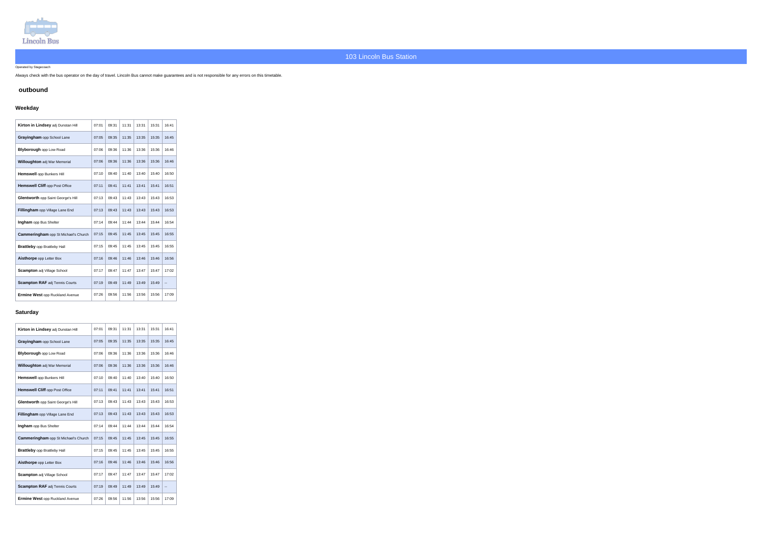# 103 Lincoln Bus Station

Operated by Stagecoach

Always check with the bus operator on the day of travel. Lincoln Bus cannot make guarantees and is not responsible for any errors on this timetable.

## outbound

### Weekday

| Stop | | | | | | |
|---|---|---|---|---|---|---|
| **Kirton in Lindsey** adj Dunstan Hill | 07:01 | 09:31 | 11:31 | 13:31 | 15:31 | 16:41 |
| **Grayingham** opp School Lane | 07:05 | 09:35 | 11:35 | 13:35 | 15:35 | 16:45 |
| **Blyborough** opp Low Road | 07:06 | 09:36 | 11:36 | 13:36 | 15:36 | 16:46 |
| **Willoughton** adj War Memorial | 07:06 | 09:36 | 11:36 | 13:36 | 15:36 | 16:46 |
| **Hemswell** opp Bunkers Hill | 07:10 | 09:40 | 11:40 | 13:40 | 15:40 | 16:50 |
| **Hemswell Cliff** opp Post Office | 07:11 | 09:41 | 11:41 | 13:41 | 15:41 | 16:51 |
| **Glentworth** opp Saint George's Hill | 07:13 | 09:43 | 11:43 | 13:43 | 15:43 | 16:53 |
| **Fillingham** opp Village Lane End | 07:13 | 09:43 | 11:43 | 13:43 | 15:43 | 16:53 |
| **Ingham** opp Bus Shelter | 07:14 | 09:44 | 11:44 | 13:44 | 15:44 | 16:54 |
| **Cammeringham** opp St Michael's Church | 07:15 | 09:45 | 11:45 | 13:45 | 15:45 | 16:55 |
| **Brattleby** opp Brattleby Hall | 07:15 | 09:45 | 11:45 | 13:45 | 15:45 | 16:55 |
| **Aisthorpe** opp Letter Box | 07:16 | 09:46 | 11:46 | 13:46 | 15:46 | 16:56 |
| **Scampton** adj Village School | 07:17 | 09:47 | 11:47 | 13:47 | 15:47 | 17:02 |
| **Scampton RAF** adj Tennis Courts | 07:19 | 09:49 | 11:49 | 13:49 | 15:49 | -- |
| **Ermine West** opp Ruckland Avenue | 07:26 | 09:56 | 11:56 | 13:56 | 15:56 | 17:09 |

### Saturday

| Stop | | | | | | |
|---|---|---|---|---|---|---|
| **Kirton in Lindsey** adj Dunstan Hill | 07:01 | 09:31 | 11:31 | 13:31 | 15:31 | 16:41 |
| **Grayingham** opp School Lane | 07:05 | 09:35 | 11:35 | 13:35 | 15:35 | 16:45 |
| **Blyborough** opp Low Road | 07:06 | 09:36 | 11:36 | 13:36 | 15:36 | 16:46 |
| **Willoughton** adj War Memorial | 07:06 | 09:36 | 11:36 | 13:36 | 15:36 | 16:46 |
| **Hemswell** opp Bunkers Hill | 07:10 | 09:40 | 11:40 | 13:40 | 15:40 | 16:50 |
| **Hemswell Cliff** opp Post Office | 07:11 | 09:41 | 11:41 | 13:41 | 15:41 | 16:51 |
| **Glentworth** opp Saint George's Hill | 07:13 | 09:43 | 11:43 | 13:43 | 15:43 | 16:53 |
| **Fillingham** opp Village Lane End | 07:13 | 09:43 | 11:43 | 13:43 | 15:43 | 16:53 |
| **Ingham** opp Bus Shelter | 07:14 | 09:44 | 11:44 | 13:44 | 15:44 | 16:54 |
| **Cammeringham** opp St Michael's Church | 07:15 | 09:45 | 11:45 | 13:45 | 15:45 | 16:55 |
| **Brattleby** opp Brattleby Hall | 07:15 | 09:45 | 11:45 | 13:45 | 15:45 | 16:55 |
| **Aisthorpe** opp Letter Box | 07:16 | 09:46 | 11:46 | 13:46 | 15:46 | 16:56 |
| **Scampton** adj Village School | 07:17 | 09:47 | 11:47 | 13:47 | 15:47 | 17:02 |
| **Scampton RAF** adj Tennis Courts | 07:19 | 09:49 | 11:49 | 13:49 | 15:49 | -- |
| **Ermine West** opp Ruckland Avenue | 07:26 | 09:56 | 11:56 | 13:56 | 15:56 | 17:09 |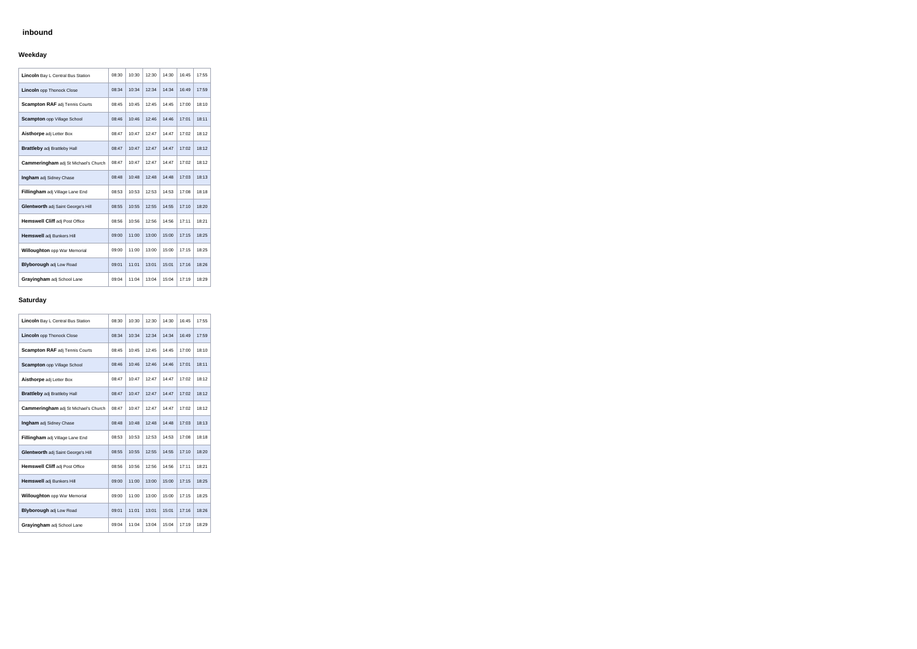## inbound

### Weekday

| | | | | | | |
|---|---|---|---|---|---|---|
| **Lincoln** Bay L Central Bus Station | 08:30 | 10:30 | 12:30 | 14:30 | 16:45 | 17:55 |
| **Lincoln** opp Thonock Close | 08:34 | 10:34 | 12:34 | 14:34 | 16:49 | 17:59 |
| **Scampton RAF** adj Tennis Courts | 08:45 | 10:45 | 12:45 | 14:45 | 17:00 | 18:10 |
| **Scampton** opp Village School | 08:46 | 10:46 | 12:46 | 14:46 | 17:01 | 18:11 |
| **Aisthorpe** adj Letter Box | 08:47 | 10:47 | 12:47 | 14:47 | 17:02 | 18:12 |
| **Brattleby** adj Brattleby Hall | 08:47 | 10:47 | 12:47 | 14:47 | 17:02 | 18:12 |
| **Cammeringham** adj St Michael's Church | 08:47 | 10:47 | 12:47 | 14:47 | 17:02 | 18:12 |
| **Ingham** adj Sidney Chase | 08:48 | 10:48 | 12:48 | 14:48 | 17:03 | 18:13 |
| **Fillingham** adj Village Lane End | 08:53 | 10:53 | 12:53 | 14:53 | 17:08 | 18:18 |
| **Glentworth** adj Saint George's Hill | 08:55 | 10:55 | 12:55 | 14:55 | 17:10 | 18:20 |
| **Hemswell Cliff** adj Post Office | 08:56 | 10:56 | 12:56 | 14:56 | 17:11 | 18:21 |
| **Hemswell** adj Bunkers Hill | 09:00 | 11:00 | 13:00 | 15:00 | 17:15 | 18:25 |
| **Willoughton** opp War Memorial | 09:00 | 11:00 | 13:00 | 15:00 | 17:15 | 18:25 |
| **Blyborough** adj Low Road | 09:01 | 11:01 | 13:01 | 15:01 | 17:16 | 18:26 |
| **Grayingham** adj School Lane | 09:04 | 11:04 | 13:04 | 15:04 | 17:19 | 18:29 |

### Saturday

| | | | | | | |
|---|---|---|---|---|---|---|
| **Lincoln** Bay L Central Bus Station | 08:30 | 10:30 | 12:30 | 14:30 | 16:45 | 17:55 |
| **Lincoln** opp Thonock Close | 08:34 | 10:34 | 12:34 | 14:34 | 16:49 | 17:59 |
| **Scampton RAF** adj Tennis Courts | 08:45 | 10:45 | 12:45 | 14:45 | 17:00 | 18:10 |
| **Scampton** opp Village School | 08:46 | 10:46 | 12:46 | 14:46 | 17:01 | 18:11 |
| **Aisthorpe** adj Letter Box | 08:47 | 10:47 | 12:47 | 14:47 | 17:02 | 18:12 |
| **Brattleby** adj Brattleby Hall | 08:47 | 10:47 | 12:47 | 14:47 | 17:02 | 18:12 |
| **Cammeringham** adj St Michael's Church | 08:47 | 10:47 | 12:47 | 14:47 | 17:02 | 18:12 |
| **Ingham** adj Sidney Chase | 08:48 | 10:48 | 12:48 | 14:48 | 17:03 | 18:13 |
| **Fillingham** adj Village Lane End | 08:53 | 10:53 | 12:53 | 14:53 | 17:08 | 18:18 |
| **Glentworth** adj Saint George's Hill | 08:55 | 10:55 | 12:55 | 14:55 | 17:10 | 18:20 |
| **Hemswell Cliff** adj Post Office | 08:56 | 10:56 | 12:56 | 14:56 | 17:11 | 18:21 |
| **Hemswell** adj Bunkers Hill | 09:00 | 11:00 | 13:00 | 15:00 | 17:15 | 18:25 |
| **Willoughton** opp War Memorial | 09:00 | 11:00 | 13:00 | 15:00 | 17:15 | 18:25 |
| **Blyborough** adj Low Road | 09:01 | 11:01 | 13:01 | 15:01 | 17:16 | 18:26 |
| **Grayingham** adj School Lane | 09:04 | 11:04 | 13:04 | 15:04 | 17:19 | 18:29 |